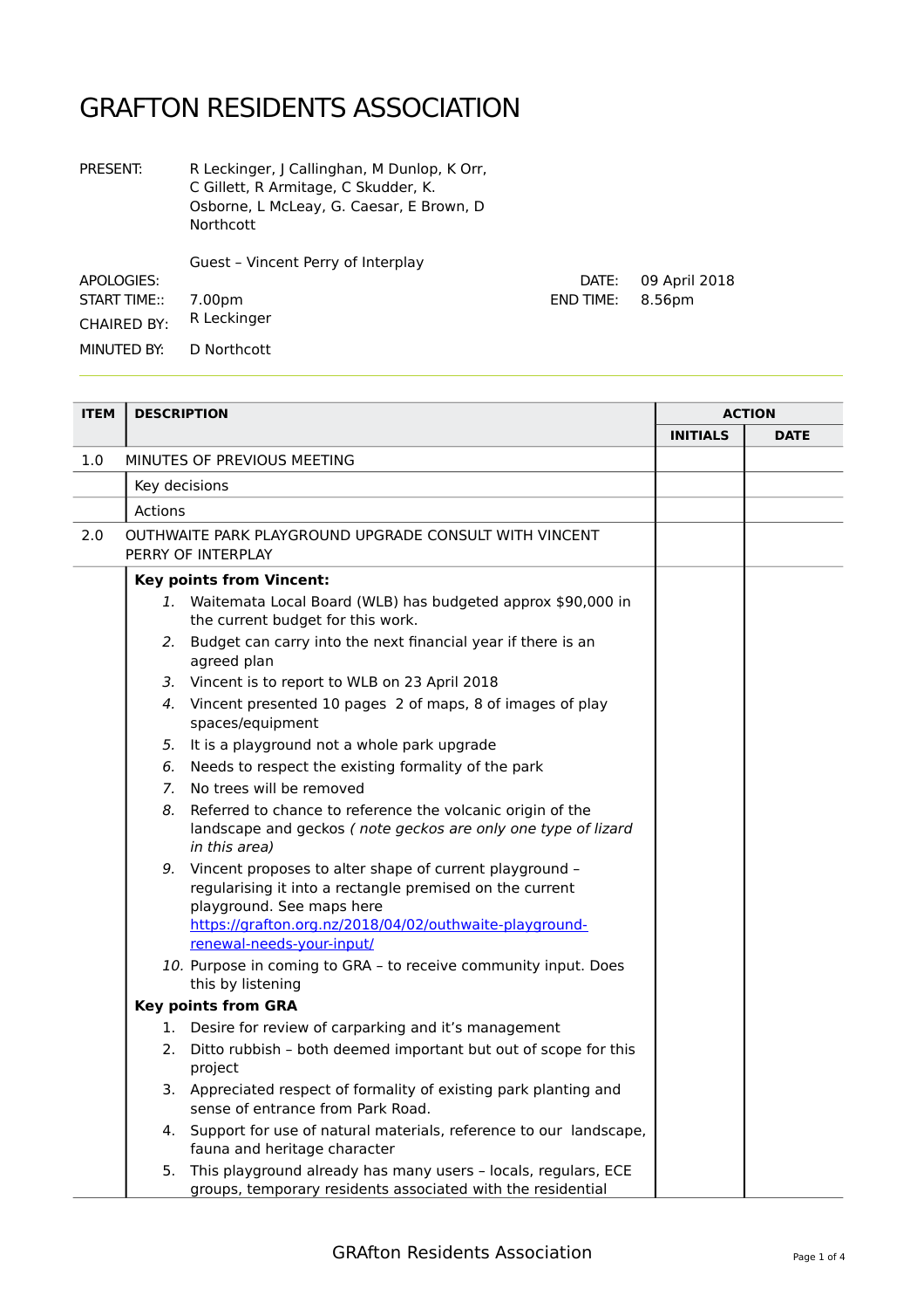# GRAFTON RESIDENTS ASSOCIATION

| | | | |
|---|---|---|---|
| PRESENT: | R Leckinger, J Callinghan, M Dunlop, K Orr, C Gillett, R Armitage, C Skudder, K. Osborne, L McLeay, G. Caesar, E Brown, D Northcott<br><br>Guest – Vincent Perry of Interplay | | |
| APOLOGIES: | | DATE: | 09 April 2018 |
| START TIME:: | 7.00pm | END TIME: | 8.56pm |
| CHAIRED BY: | R Leckinger | | |
| MINUTED BY: | D Northcott | | |

| ITEM | DESCRIPTION | ACTION | |
|---|---|---|---|
| | | INITIALS | DATE |
| 1.0 | MINUTES OF PREVIOUS MEETING | | |
| | Key decisions | | |
| | Actions | | |
| 2.0 | OUTHWAITE PARK PLAYGROUND UPGRADE CONSULT WITH VINCENT PERRY OF INTERPLAY | | |
| | **Key points from Vincent:**<br>*1.* Waitemata Local Board (WLB) has budgeted approx $90,000 in the current budget for this work.<br>*2.* Budget can carry into the next financial year if there is an agreed plan<br>*3.* Vincent is to report to WLB on 23 April 2018<br>*4.* Vincent presented 10 pages 2 of maps, 8 of images of play spaces/equipment<br>*5.* It is a playground not a whole park upgrade<br>*6.* Needs to respect the existing formality of the park<br>*7.* No trees will be removed<br>*8.* Referred to chance to reference the volcanic origin of the landscape and geckos *( note geckos are only one type of lizard in this area)*<br>*9.* Vincent proposes to alter shape of current playground – regularising it into a rectangle premised on the current playground. See maps here [https://grafton.org.nz/2018/04/02/outhwaite-playground-renewal-needs-your-input/](https://grafton.org.nz/2018/04/02/outhwaite-playground-renewal-needs-your-input/)<br>*10.* Purpose in coming to GRA – to receive community input. Does this by listening<br>**Key points from GRA**<br>1. Desire for review of carparking and it's management<br>2. Ditto rubbish – both deemed important but out of scope for this project<br>3. Appreciated respect of formality of existing park planting and sense of entrance from Park Road.<br>4. Support for use of natural materials, reference to our landscape, fauna and heritage character<br>5. This playground already has many users – locals, regulars, ECE groups, temporary residents associated with the residential | | |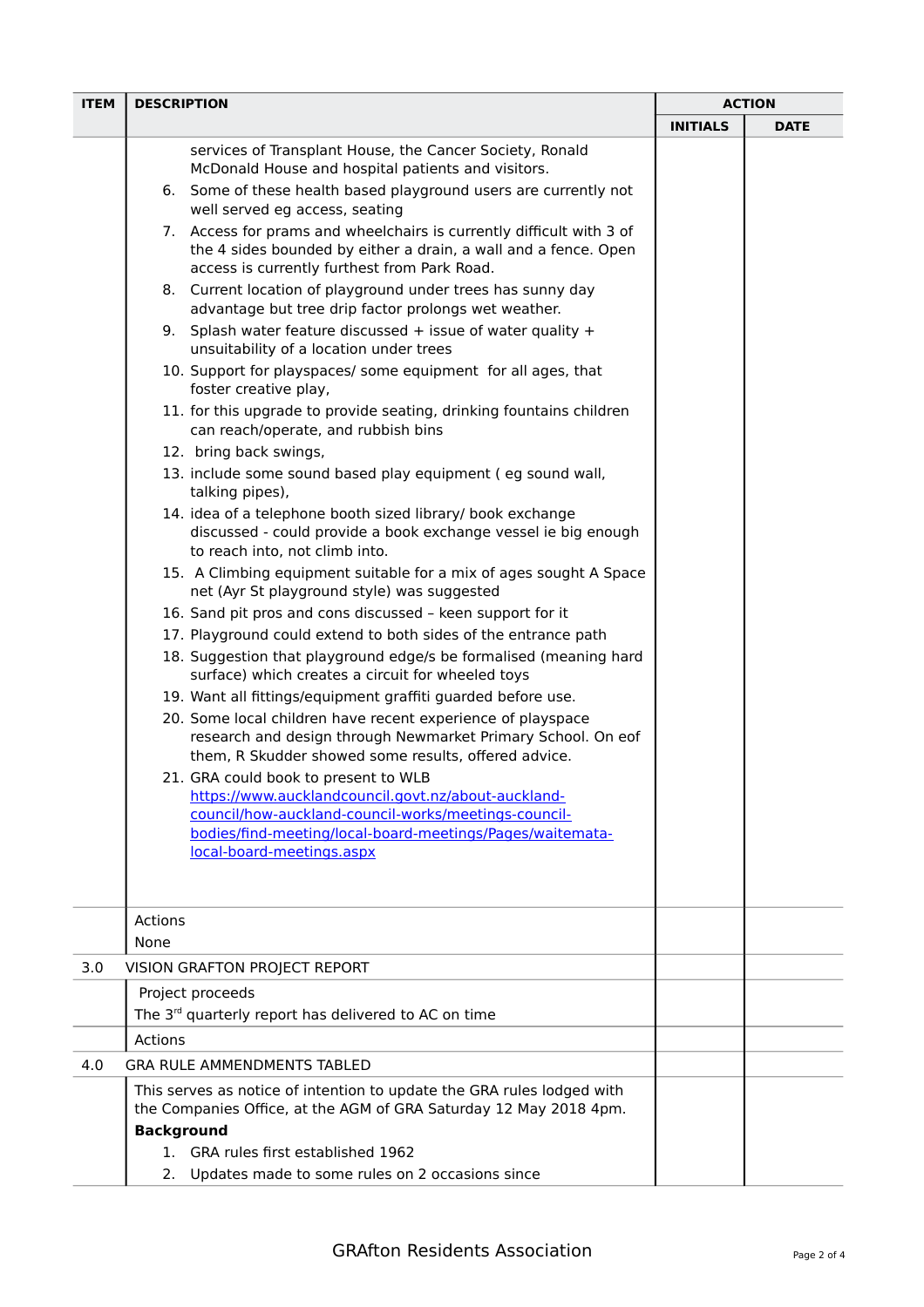| ITEM | DESCRIPTION | ACTION | |
|---|---|---|---|
| | | INITIALS | DATE |
| | services of Transplant House, the Cancer Society, Ronald McDonald House and hospital patients and visitors.<br>6. Some of these health based playground users are currently not well served eg access, seating<br>7. Access for prams and wheelchairs is currently difficult with 3 of the 4 sides bounded by either a drain, a wall and a fence. Open access is currently furthest from Park Road.<br>8. Current location of playground under trees has sunny day advantage but tree drip factor prolongs wet weather.<br>9. Splash water feature discussed + issue of water quality + unsuitability of a location under trees<br>10. Support for playspaces/ some equipment for all ages, that foster creative play,<br>11. for this upgrade to provide seating, drinking fountains children can reach/operate, and rubbish bins<br>12. bring back swings,<br>13. include some sound based play equipment ( eg sound wall, talking pipes),<br>14. idea of a telephone booth sized library/ book exchange discussed - could provide a book exchange vessel ie big enough to reach into, not climb into.<br>15. A Climbing equipment suitable for a mix of ages sought A Space net (Ayr St playground style) was suggested<br>16. Sand pit pros and cons discussed – keen support for it<br>17. Playground could extend to both sides of the entrance path<br>18. Suggestion that playground edge/s be formalised (meaning hard surface) which creates a circuit for wheeled toys<br>19. Want all fittings/equipment graffiti guarded before use.<br>20. Some local children have recent experience of playspace research and design through Newmarket Primary School. On eof them, R Skudder showed some results, offered advice.<br>21. GRA could book to present to WLB [https://www.aucklandcouncil.govt.nz/about-auckland-council/how-auckland-council-works/meetings-council-bodies/find-meeting/local-board-meetings/Pages/waitemata-local-board-meetings.aspx](https://www.aucklandcouncil.govt.nz/about-auckland-council/how-auckland-council-works/meetings-council-bodies/find-meeting/local-board-meetings/Pages/waitemata-local-board-meetings.aspx) | | |
| | Actions<br>None | | |
| 3.0 | VISION GRAFTON PROJECT REPORT | | |
| | Project proceeds<br>The 3rd quarterly report has delivered to AC on time | | |
| | Actions | | |
| 4.0 | GRA RULE AMMENDMENTS TABLED | | |
| | This serves as notice of intention to update the GRA rules lodged with the Companies Office, at the AGM of GRA Saturday 12 May 2018 4pm.<br>**Background**<br>1. GRA rules first established 1962<br>2. Updates made to some rules on 2 occasions since | | |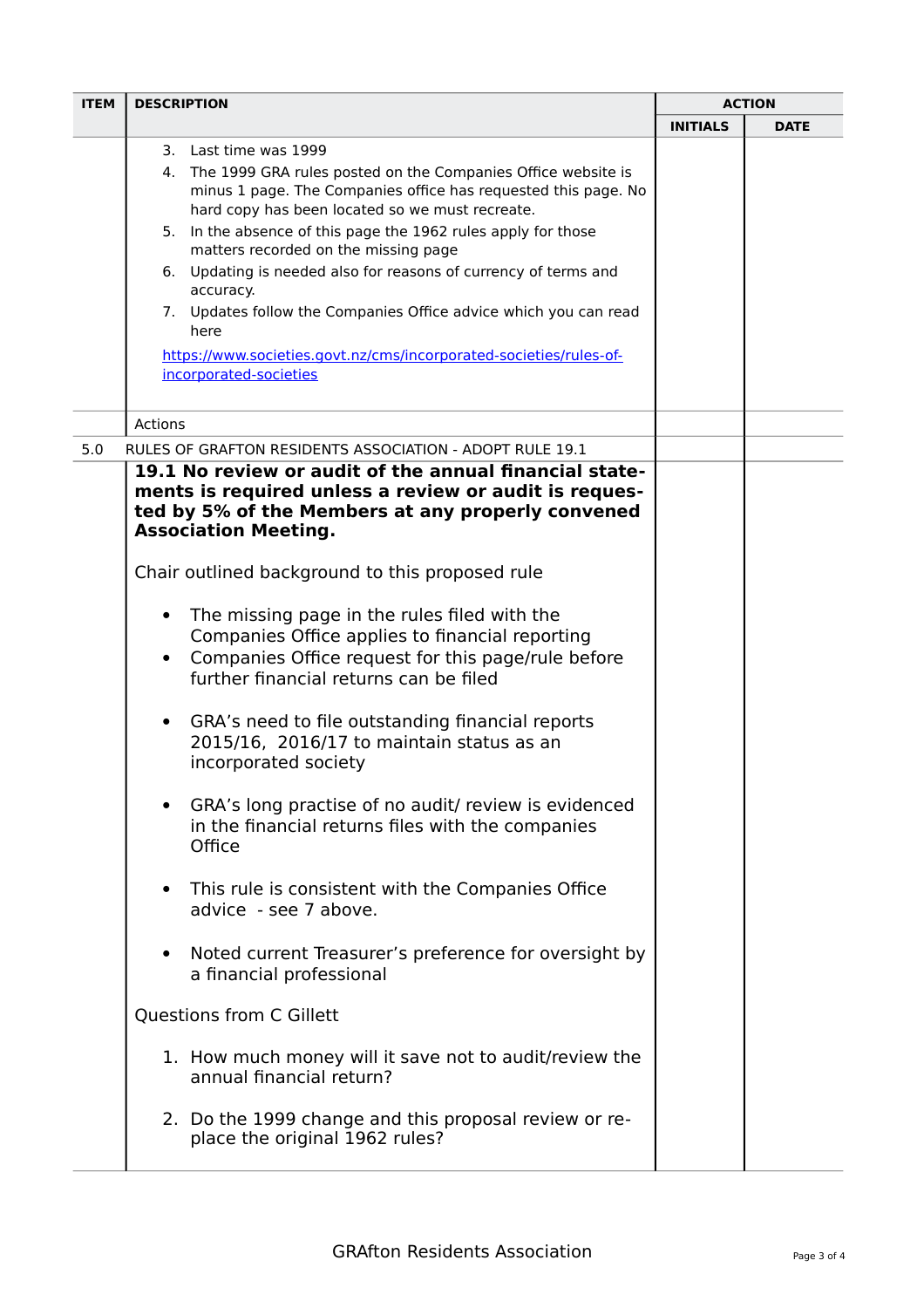| ITEM | DESCRIPTION | ACTION | |
|---|---|---|---|
| | | INITIALS | DATE |
| | 3. Last time was 1999<br>4. The 1999 GRA rules posted on the Companies Office website is minus 1 page. The Companies office has requested this page. No hard copy has been located so we must recreate.<br>5. In the absence of this page the 1962 rules apply for those matters recorded on the missing page<br>6. Updating is needed also for reasons of currency of terms and accuracy.<br>7. Updates follow the Companies Office advice which you can read here<br>https://www.societies.govt.nz/cms/incorporated-societies/rules-of-incorporated-societies | | |
| | Actions | | |
| 5.0 | RULES OF GRAFTON RESIDENTS ASSOCIATION - ADOPT RULE 19.1 | | |
| | **19.1 No review or audit of the annual financial statements is required unless a review or audit is requested by 5% of the Members at any properly convened Association Meeting.**<br><br>Chair outlined background to this proposed rule<br><br>• The missing page in the rules filed with the Companies Office applies to financial reporting<br>• Companies Office request for this page/rule before further financial returns can be filed<br>• GRA's need to file outstanding financial reports 2015/16, 2016/17 to maintain status as an incorporated society<br>• GRA's long practise of no audit/ review is evidenced in the financial returns files with the companies Office<br>• This rule is consistent with the Companies Office advice - see 7 above.<br>• Noted current Treasurer's preference for oversight by a financial professional<br><br>Questions from C Gillett<br><br>1. How much money will it save not to audit/review the annual financial return?<br>2. Do the 1999 change and this proposal review or replace the original 1962 rules? | | |

GRAfton Residents Association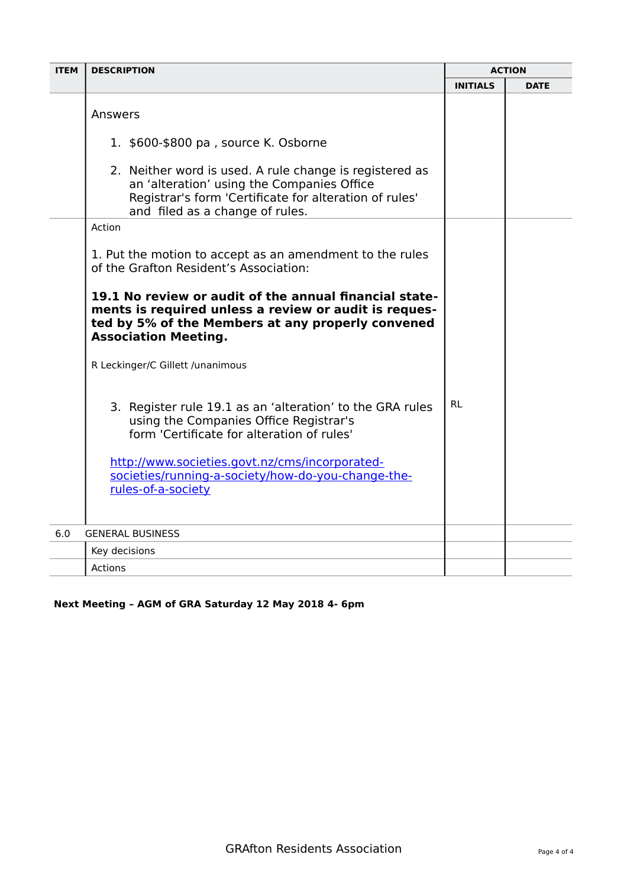| ITEM | DESCRIPTION | ACTION | |
|---|---|---|---|
| | | INITIALS | DATE |
| | Answers<br><br>1. $600-$800 pa , source K. Osborne<br><br>2. Neither word is used. A rule change is registered as an 'alteration' using the Companies Office Registrar's form 'Certificate for alteration of rules' and filed as a change of rules. | | |
| | Action<br><br>1. Put the motion to accept as an amendment to the rules of the Grafton Resident's Association:<br><br>**19.1 No review or audit of the annual financial statements is required unless a review or audit is requested by 5% of the Members at any properly convened Association Meeting.**<br><br>R Leckinger/C Gillett /unanimous<br><br>3. Register rule 19.1 as an 'alteration' to the GRA rules using the Companies Office Registrar's form 'Certificate for alteration of rules'<br><br>http://www.societies.govt.nz/cms/incorporated-societies/running-a-society/how-do-you-change-the-rules-of-a-society | RL | |
| 6.0 | GENERAL BUSINESS | | |
| | Key decisions | | |
| | Actions | | |

**Next Meeting – AGM of GRA Saturday 12 May 2018 4- 6pm**